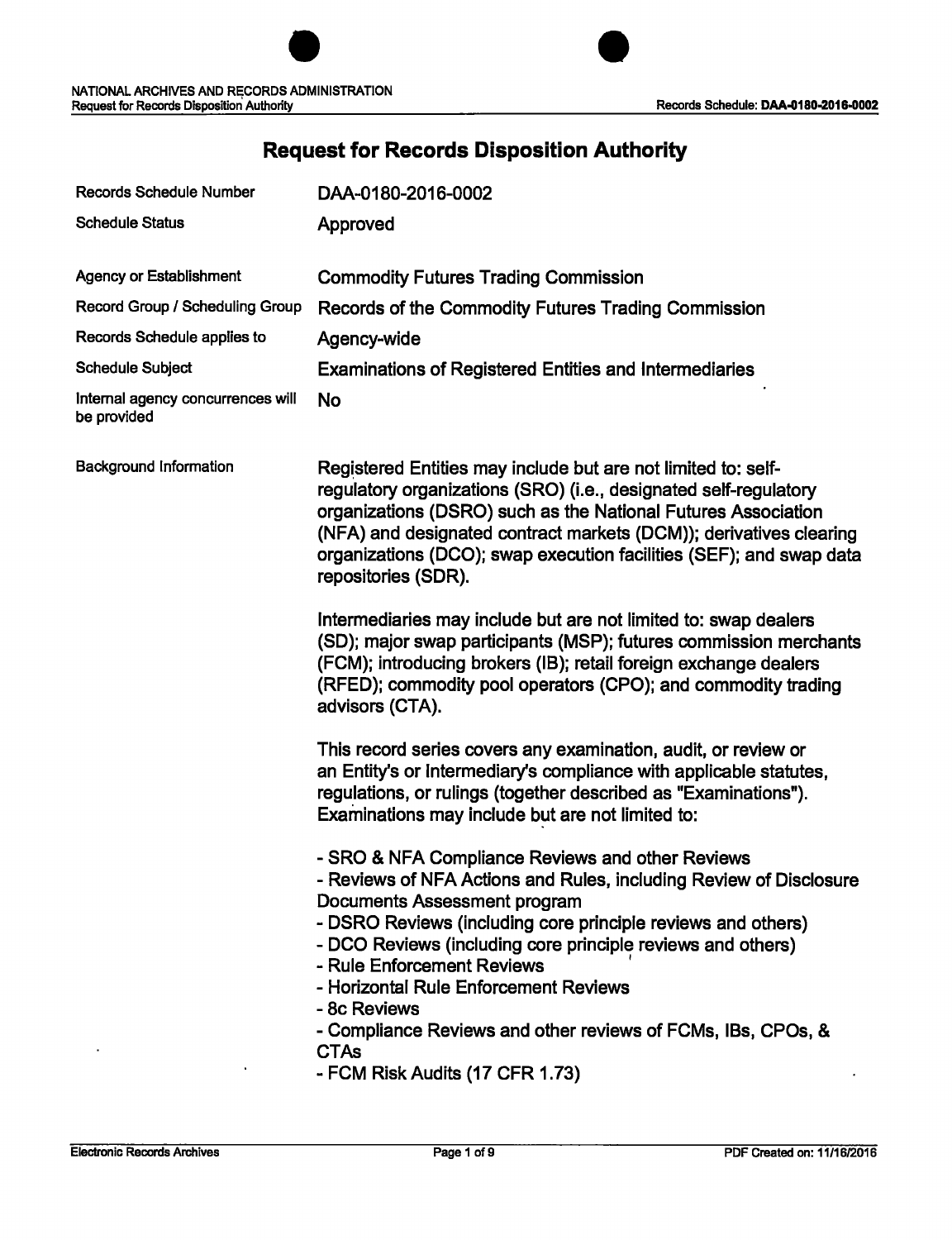# Request for Records Disposition Authority

| | |
|---|---|
| Records Schedule Number | DAA-0180-2016-0002 |
| Schedule Status | Approved |
| Agency or Establishment | Commodity Futures Trading Commission |
| Record Group / Scheduling Group | Records of the Commodity Futures Trading Commission |
| Records Schedule applies to | Agency-wide |
| Schedule Subject | Examinations of Registered Entities and Intermediaries |
| Internal agency concurrences will be provided | No |

**Background Information**

Registered Entities may include but are not limited to: self-regulatory organizations (SRO) (i.e., designated self-regulatory organizations (DSRO) such as the National Futures Association (NFA) and designated contract markets (DCM)); derivatives clearing organizations (DCO); swap execution facilities (SEF); and swap data repositories (SDR).

Intermediaries may include but are not limited to: swap dealers (SD); major swap participants (MSP); futures commission merchants (FCM); introducing brokers (IB); retail foreign exchange dealers (RFED); commodity pool operators (CPO); and commodity trading advisors (CTA).

This record series covers any examination, audit, or review or an Entity's or Intermediary's compliance with applicable statutes, regulations, or rulings (together described as "Examinations"). Examinations may include but are not limited to:

- SRO & NFA Compliance Reviews and other Reviews
- Reviews of NFA Actions and Rules, including Review of Disclosure Documents Assessment program
- DSRO Reviews (including core principle reviews and others)
- DCO Reviews (including core principle reviews and others)
- Rule Enforcement Reviews
- Horizontal Rule Enforcement Reviews
- 8c Reviews
- Compliance Reviews and other reviews of FCMs, IBs, CPOs, & CTAs
- FCM Risk Audits (17 CFR 1.73)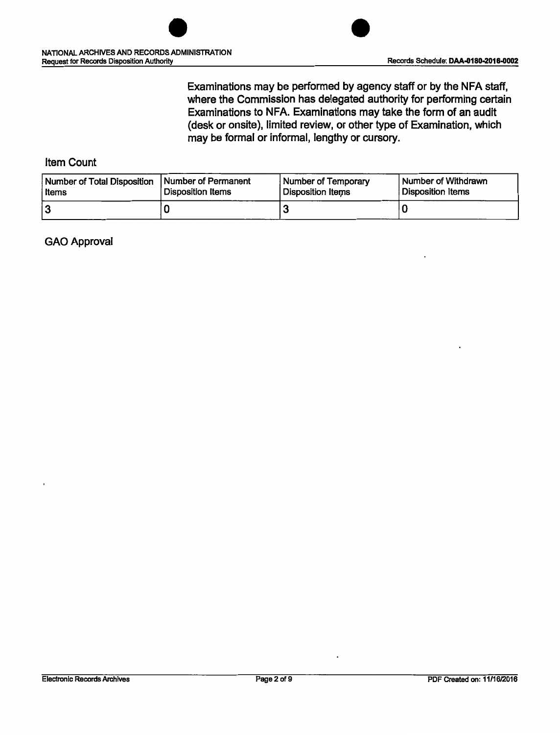Examinations may be performed by agency staff or by the NFA staff, where the Commission has delegated authority for performing certain Examinations to NFA. Examinations may take the form of an audit (desk or onsite), limited review, or other type of Examination, which may be formal or informal, lengthy or cursory.

## Item Count

| Number of Total Disposition Items | Number of Permanent Disposition Items | Number of Temporary Disposition Items | Number of Withdrawn Disposition Items |
| --- | --- | --- | --- |
| 3 | 0 | 3 | 0 |

## GAO Approval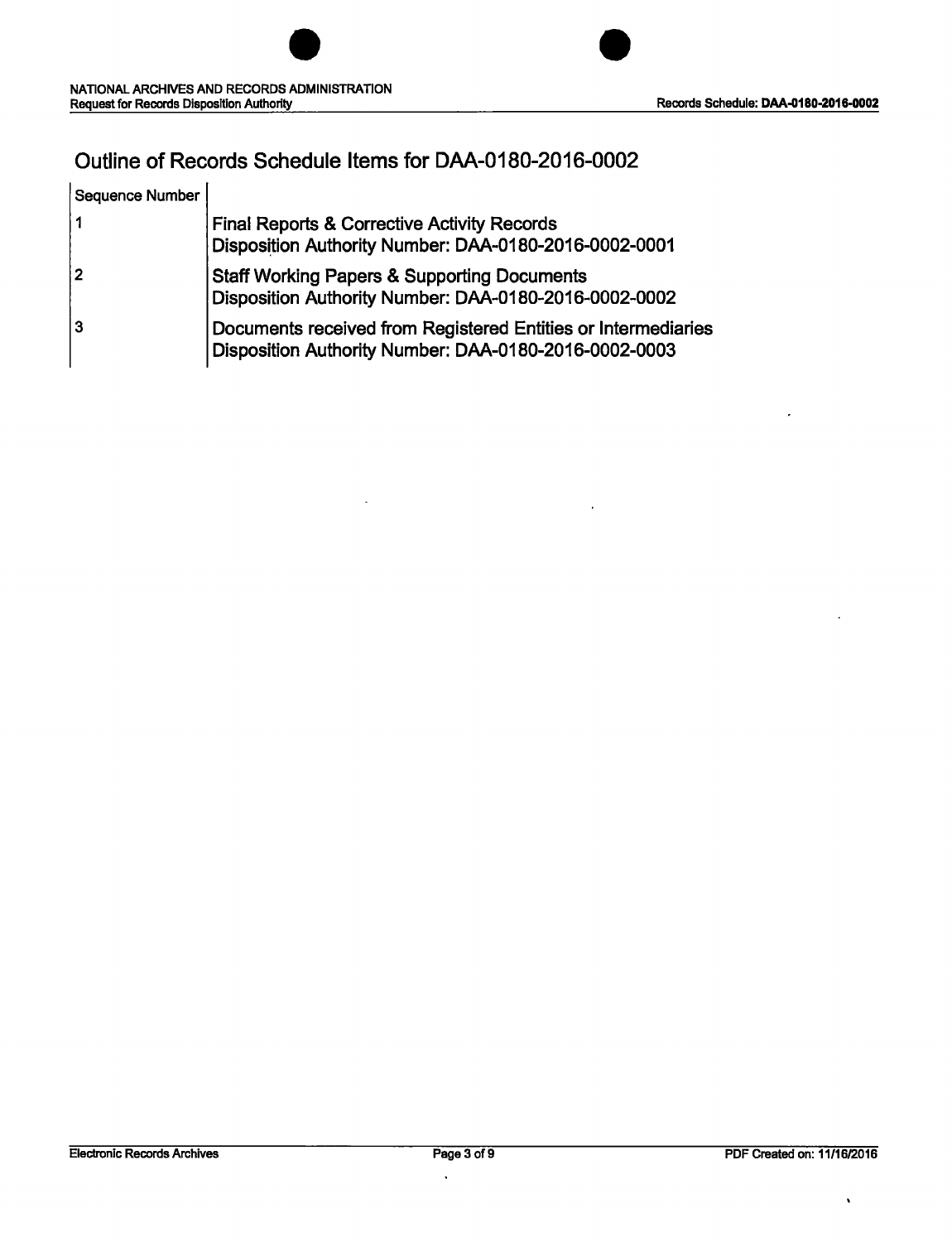## Outline of Records Schedule Items for DAA-0180-2016-0002

| Sequence Number | |
|---|---|
| 1 | **Final Reports & Corrective Activity Records**<br>**Disposition Authority Number: DAA-0180-2016-0002-0001** |
| 2 | **Staff Working Papers & Supporting Documents**<br>**Disposition Authority Number: DAA-0180-2016-0002-0002** |
| 3 | **Documents received from Registered Entities or Intermediaries**<br>**Disposition Authority Number: DAA-0180-2016-0002-0003** |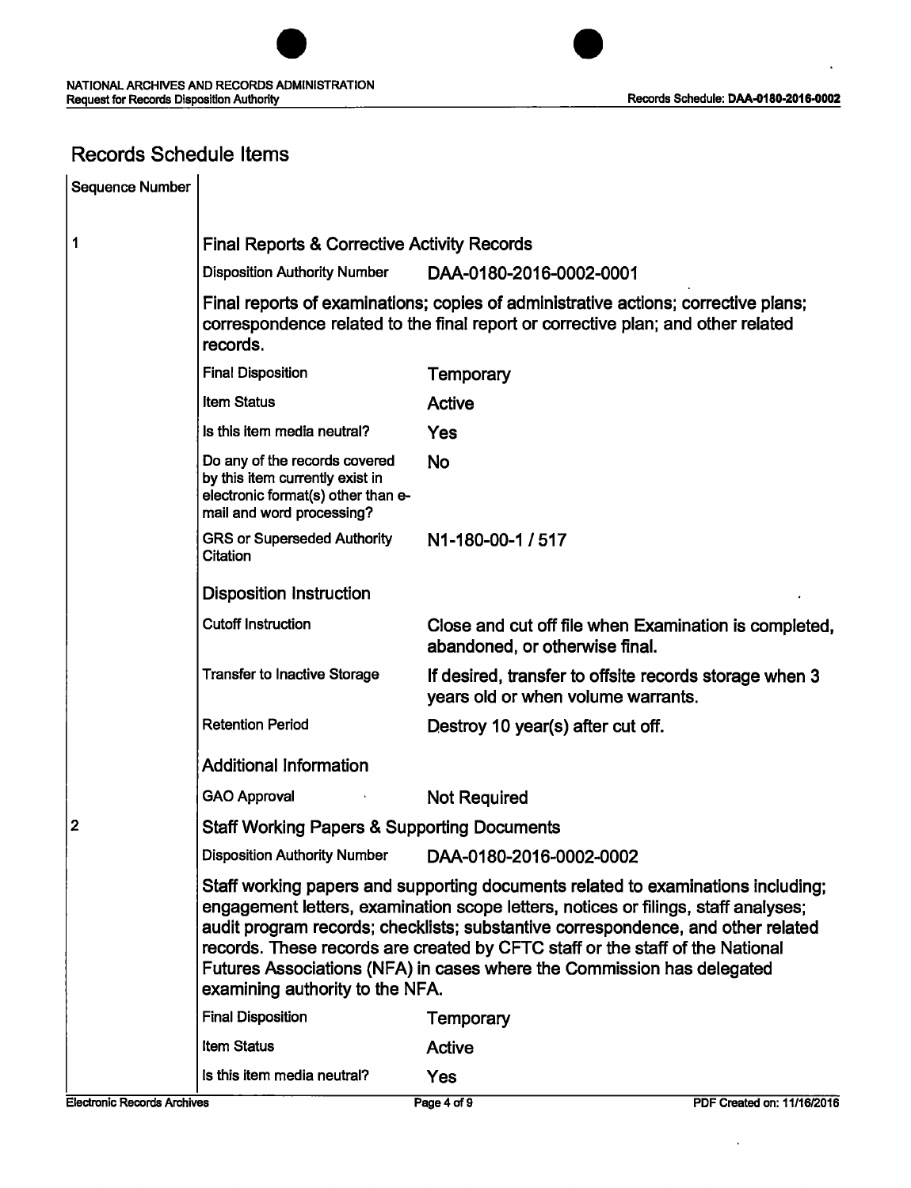## Records Schedule Items

| Sequence Number | | |
|---|---|---|
| 1 | **Final Reports & Corrective Activity Records** | |
| | Disposition Authority Number | DAA-0180-2016-0002-0001 |
| | Final reports of examinations; copies of administrative actions; corrective plans; correspondence related to the final report or corrective plan; and other related records. | |
| | Final Disposition | Temporary |
| | Item Status | Active |
| | Is this item media neutral? | Yes |
| | Do any of the records covered by this item currently exist in electronic format(s) other than e-mail and word processing? | No |
| | GRS or Superseded Authority Citation | N1-180-00-1 / 517 |
| | **Disposition Instruction** | |
| | Cutoff Instruction | Close and cut off file when Examination is completed, abandoned, or otherwise final. |
| | Transfer to Inactive Storage | If desired, transfer to offsite records storage when 3 years old or when volume warrants. |
| | Retention Period | Destroy 10 year(s) after cut off. |
| | **Additional Information** | |
| | GAO Approval | Not Required |
| 2 | **Staff Working Papers & Supporting Documents** | |
| | Disposition Authority Number | DAA-0180-2016-0002-0002 |
| | Staff working papers and supporting documents related to examinations including; engagement letters, examination scope letters, notices or filings, staff analyses; audit program records; checklists; substantive correspondence, and other related records. These records are created by CFTC staff or the staff of the National Futures Associations (NFA) in cases where the Commission has delegated examining authority to the NFA. | |
| | Final Disposition | Temporary |
| | Item Status | Active |
| | Is this item media neutral? | Yes |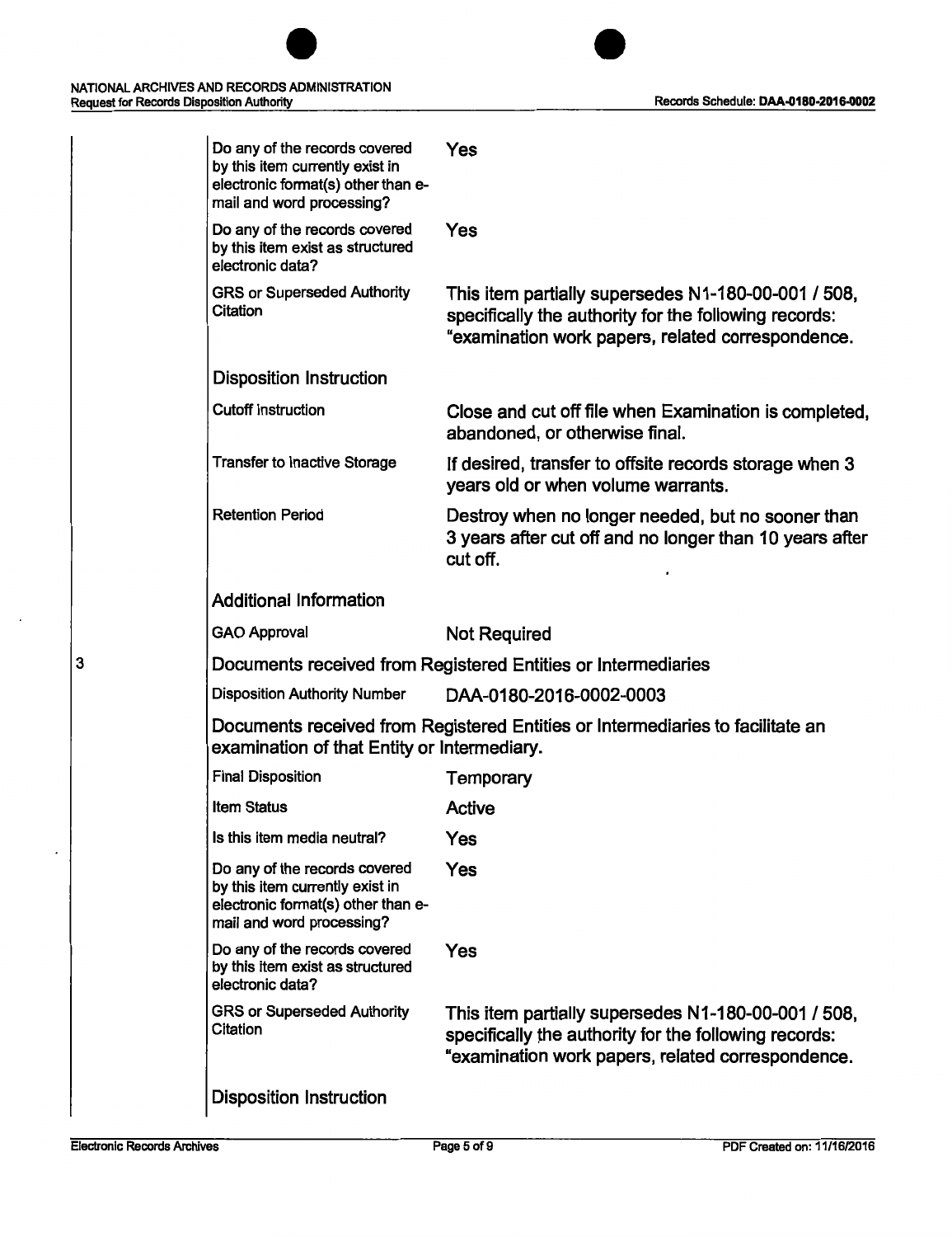| | |
|---|---|
| Do any of the records covered by this item currently exist in electronic format(s) other than e-mail and word processing? | Yes |
| Do any of the records covered by this item exist as structured electronic data? | Yes |
| GRS or Superseded Authority Citation | This item partially supersedes N1-180-00-001 / 508, specifically the authority for the following records: "examination work papers, related correspondence. |

**Disposition Instruction**

| | |
|---|---|
| Cutoff Instruction | Close and cut off file when Examination is completed, abandoned, or otherwise final. |
| Transfer to Inactive Storage | If desired, transfer to offsite records storage when 3 years old or when volume warrants. |
| Retention Period | Destroy when no longer needed, but no sooner than 3 years after cut off and no longer than 10 years after cut off. |

**Additional Information**

| | |
|---|---|
| GAO Approval | Not Required |

## 3 Documents received from Registered Entities or Intermediaries

| | |
|---|---|
| Disposition Authority Number | DAA-0180-2016-0002-0003 |

Documents received from Registered Entities or Intermediaries to facilitate an examination of that Entity or Intermediary.

| | |
|---|---|
| Final Disposition | Temporary |
| Item Status | Active |
| Is this item media neutral? | Yes |
| Do any of the records covered by this item currently exist in electronic format(s) other than e-mail and word processing? | Yes |
| Do any of the records covered by this item exist as structured electronic data? | Yes |
| GRS or Superseded Authority Citation | This item partially supersedes N1-180-00-001 / 508, specifically the authority for the following records: "examination work papers, related correspondence. |

**Disposition Instruction**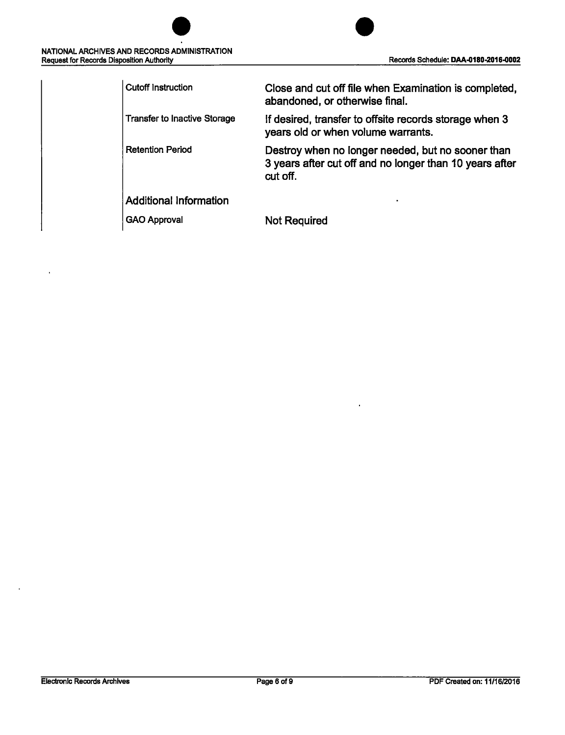| | |
|---|---|
| Cutoff Instruction | Close and cut off file when Examination is completed, abandoned, or otherwise final. |
| Transfer to Inactive Storage | If desired, transfer to offsite records storage when 3 years old or when volume warrants. |
| Retention Period | Destroy when no longer needed, but no sooner than 3 years after cut off and no longer than 10 years after cut off. |

### Additional Information

| | |
|---|---|
| GAO Approval | Not Required |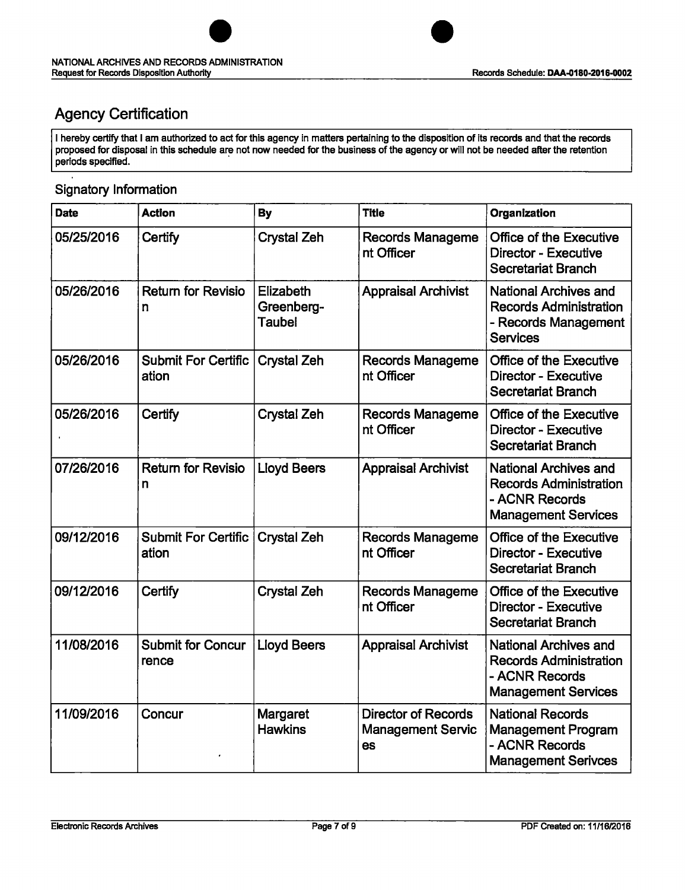## Agency Certification

I hereby certify that I am authorized to act for this agency in matters pertaining to the disposition of its records and that the records proposed for disposal in this schedule are not now needed for the business of the agency or will not be needed after the retention periods specified.

### Signatory Information

| Date | Action | By | Title | Organization |
|---|---|---|---|---|
| 05/25/2016 | Certify | Crystal Zeh | Records Management Officer | Office of the Executive Director - Executive Secretariat Branch |
| 05/26/2016 | Return for Revision | Elizabeth Greenberg-Taubel | Appraisal Archivist | National Archives and Records Administration - Records Management Services |
| 05/26/2016 | Submit For Certification | Crystal Zeh | Records Management Officer | Office of the Executive Director - Executive Secretariat Branch |
| 05/26/2016 | Certify | Crystal Zeh | Records Management Officer | Office of the Executive Director - Executive Secretariat Branch |
| 07/26/2016 | Return for Revision | Lloyd Beers | Appraisal Archivist | National Archives and Records Administration - ACNR Records Management Services |
| 09/12/2016 | Submit For Certification | Crystal Zeh | Records Management Officer | Office of the Executive Director - Executive Secretariat Branch |
| 09/12/2016 | Certify | Crystal Zeh | Records Management Officer | Office of the Executive Director - Executive Secretariat Branch |
| 11/08/2016 | Submit for Concurrence | Lloyd Beers | Appraisal Archivist | National Archives and Records Administration - ACNR Records Management Services |
| 11/09/2016 | Concur | Margaret Hawkins | Director of Records Management Services | National Records Management Program - ACNR Records Management Serivces |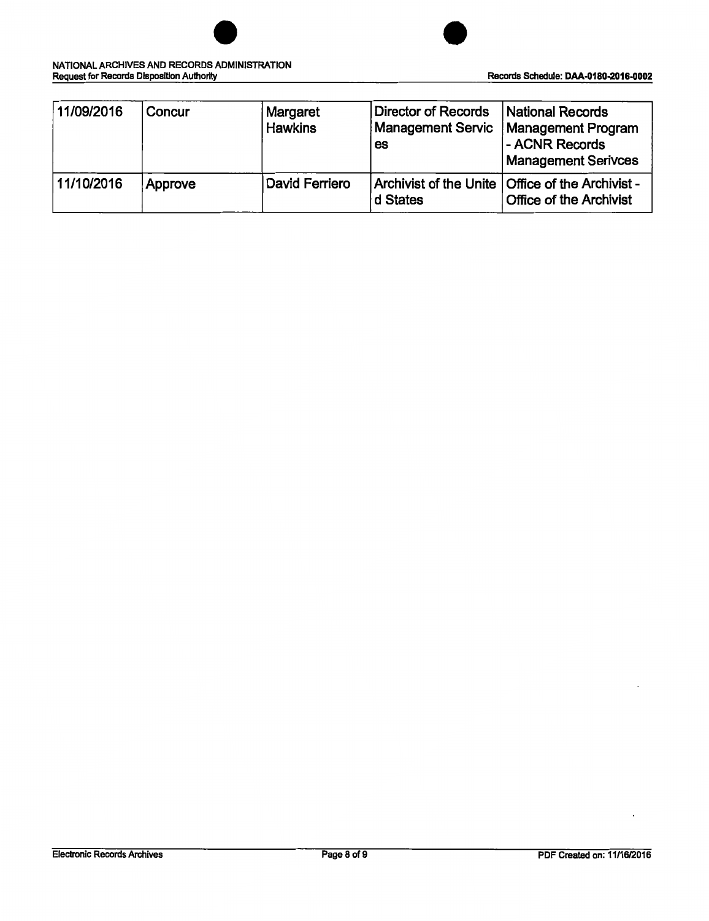| | | | | |
|---|---|---|---|---|
| 11/09/2016 | Concur | Margaret Hawkins | Director of Records Management Servic es | National Records Management Program - ACNR Records Management Serivces |
| 11/10/2016 | Approve | David Ferriero | Archivist of the Unite d States | Office of the Archivist - Office of the Archivist |